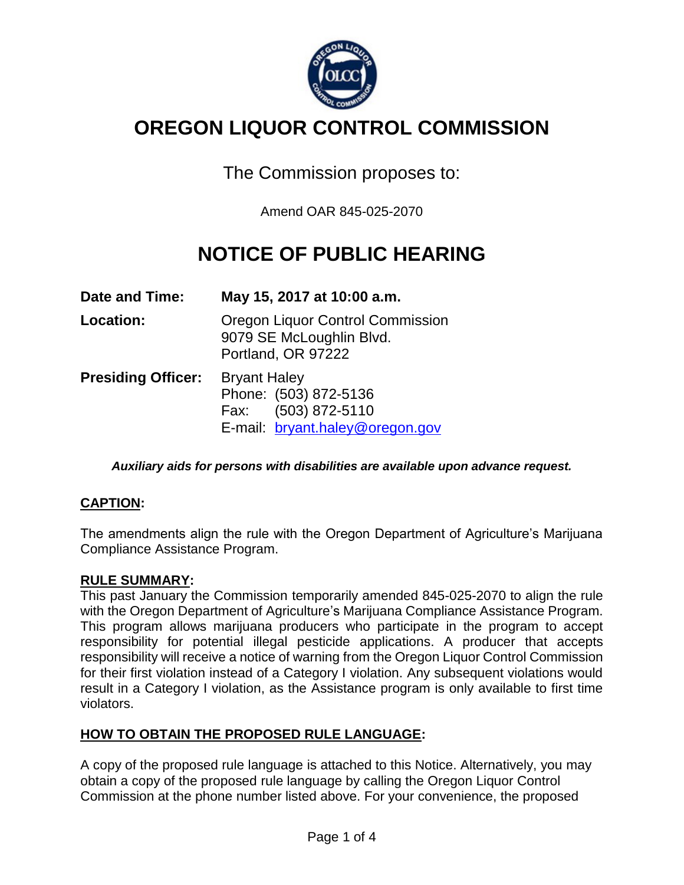# OREGON LIQUOR CONTROL COMMISSION

The Commission proposes to:

Amend OAR 845-025-2070

# NOTICE OF PUBLIC HEARING

**Date and Time:** **May 15, 2017 at 10:00 a.m.**

**Location:** Oregon Liquor Control Commission
9079 SE McLoughlin Blvd.
Portland, OR 97222

**Presiding Officer:** Bryant Haley
Phone: (503) 872-5136
Fax: (503) 872-5110
E-mail: bryant.haley@oregon.gov

***Auxiliary aids for persons with disabilities are available upon advance request.***

**CAPTION:**

The amendments align the rule with the Oregon Department of Agriculture's Marijuana Compliance Assistance Program.

**RULE SUMMARY:**

This past January the Commission temporarily amended 845-025-2070 to align the rule with the Oregon Department of Agriculture's Marijuana Compliance Assistance Program. This program allows marijuana producers who participate in the program to accept responsibility for potential illegal pesticide applications. A producer that accepts responsibility will receive a notice of warning from the Oregon Liquor Control Commission for their first violation instead of a Category I violation. Any subsequent violations would result in a Category I violation, as the Assistance program is only available to first time violators.

**HOW TO OBTAIN THE PROPOSED RULE LANGUAGE:**

A copy of the proposed rule language is attached to this Notice. Alternatively, you may obtain a copy of the proposed rule language by calling the Oregon Liquor Control Commission at the phone number listed above. For your convenience, the proposed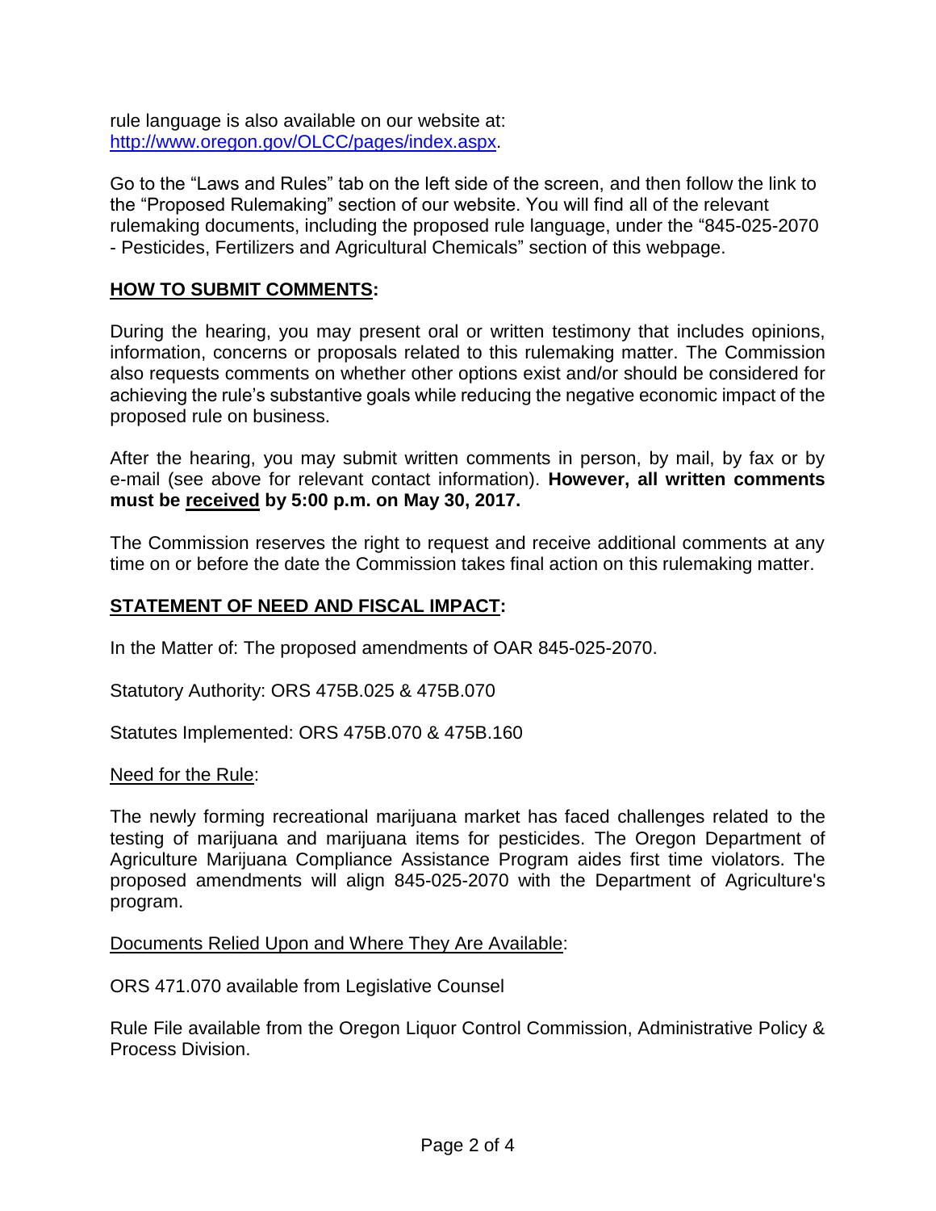rule language is also available on our website at: [http://www.oregon.gov/OLCC/pages/index.aspx](http://www.oregon.gov/OLCC/pages/index.aspx).

Go to the “Laws and Rules” tab on the left side of the screen, and then follow the link to the “Proposed Rulemaking” section of our website. You will find all of the relevant rulemaking documents, including the proposed rule language, under the “845-025-2070 - Pesticides, Fertilizers and Agricultural Chemicals” section of this webpage.

## HOW TO SUBMIT COMMENTS:

During the hearing, you may present oral or written testimony that includes opinions, information, concerns or proposals related to this rulemaking matter. The Commission also requests comments on whether other options exist and/or should be considered for achieving the rule’s substantive goals while reducing the negative economic impact of the proposed rule on business.

After the hearing, you may submit written comments in person, by mail, by fax or by e-mail (see above for relevant contact information). **However, all written comments must be received by 5:00 p.m. on May 30, 2017.**

The Commission reserves the right to request and receive additional comments at any time on or before the date the Commission takes final action on this rulemaking matter.

## STATEMENT OF NEED AND FISCAL IMPACT:

In the Matter of: The proposed amendments of OAR 845-025-2070.

Statutory Authority: ORS 475B.025 & 475B.070

Statutes Implemented: ORS 475B.070 & 475B.160

Need for the Rule:

The newly forming recreational marijuana market has faced challenges related to the testing of marijuana and marijuana items for pesticides. The Oregon Department of Agriculture Marijuana Compliance Assistance Program aides first time violators. The proposed amendments will align 845-025-2070 with the Department of Agriculture's program.

Documents Relied Upon and Where They Are Available:

ORS 471.070 available from Legislative Counsel

Rule File available from the Oregon Liquor Control Commission, Administrative Policy & Process Division.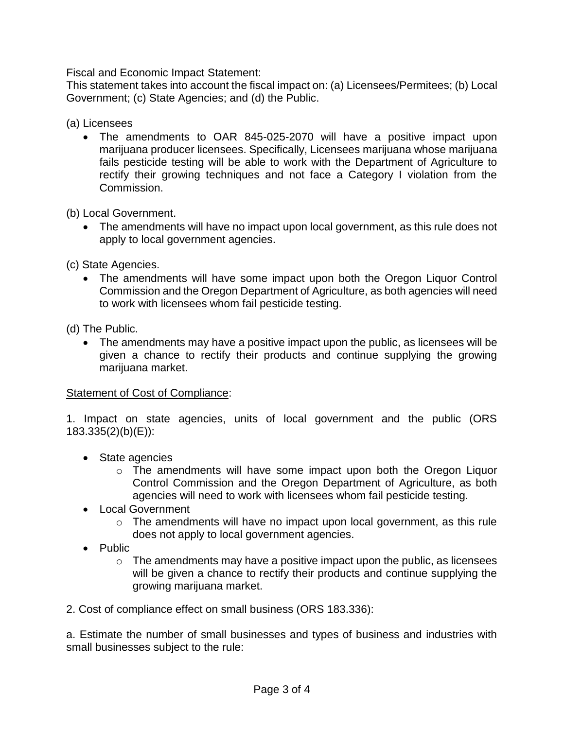<u>Fiscal and Economic Impact Statement</u>:

This statement takes into account the fiscal impact on: (a) Licensees/Permitees; (b) Local Government; (c) State Agencies; and (d) the Public.

(a) Licensees

- The amendments to OAR 845-025-2070 will have a positive impact upon marijuana producer licensees. Specifically, Licensees marijuana whose marijuana fails pesticide testing will be able to work with the Department of Agriculture to rectify their growing techniques and not face a Category I violation from the Commission.

(b) Local Government.

- The amendments will have no impact upon local government, as this rule does not apply to local government agencies.

(c) State Agencies.

- The amendments will have some impact upon both the Oregon Liquor Control Commission and the Oregon Department of Agriculture, as both agencies will need to work with licensees whom fail pesticide testing.

(d) The Public.

- The amendments may have a positive impact upon the public, as licensees will be given a chance to rectify their products and continue supplying the growing marijuana market.

<u>Statement of Cost of Compliance</u>:

1. Impact on state agencies, units of local government and the public (ORS 183.335(2)(b)(E)):

- State agencies
  - The amendments will have some impact upon both the Oregon Liquor Control Commission and the Oregon Department of Agriculture, as both agencies will need to work with licensees whom fail pesticide testing.
- Local Government
  - The amendments will have no impact upon local government, as this rule does not apply to local government agencies.
- Public
  - The amendments may have a positive impact upon the public, as licensees will be given a chance to rectify their products and continue supplying the growing marijuana market.

2. Cost of compliance effect on small business (ORS 183.336):

a. Estimate the number of small businesses and types of business and industries with small businesses subject to the rule: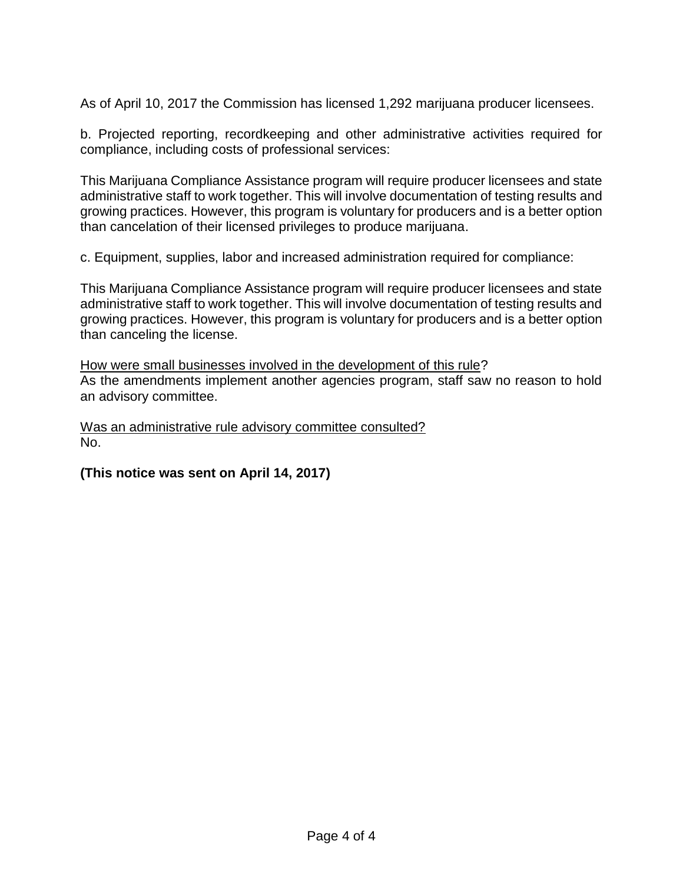As of April 10, 2017 the Commission has licensed 1,292 marijuana producer licensees.

b. Projected reporting, recordkeeping and other administrative activities required for compliance, including costs of professional services:

This Marijuana Compliance Assistance program will require producer licensees and state administrative staff to work together. This will involve documentation of testing results and growing practices. However, this program is voluntary for producers and is a better option than cancelation of their licensed privileges to produce marijuana.

c. Equipment, supplies, labor and increased administration required for compliance:

This Marijuana Compliance Assistance program will require producer licensees and state administrative staff to work together. This will involve documentation of testing results and growing practices. However, this program is voluntary for producers and is a better option than canceling the license.

How were small businesses involved in the development of this rule?
As the amendments implement another agencies program, staff saw no reason to hold an advisory committee.

Was an administrative rule advisory committee consulted?
No.

**(This notice was sent on April 14, 2017)**